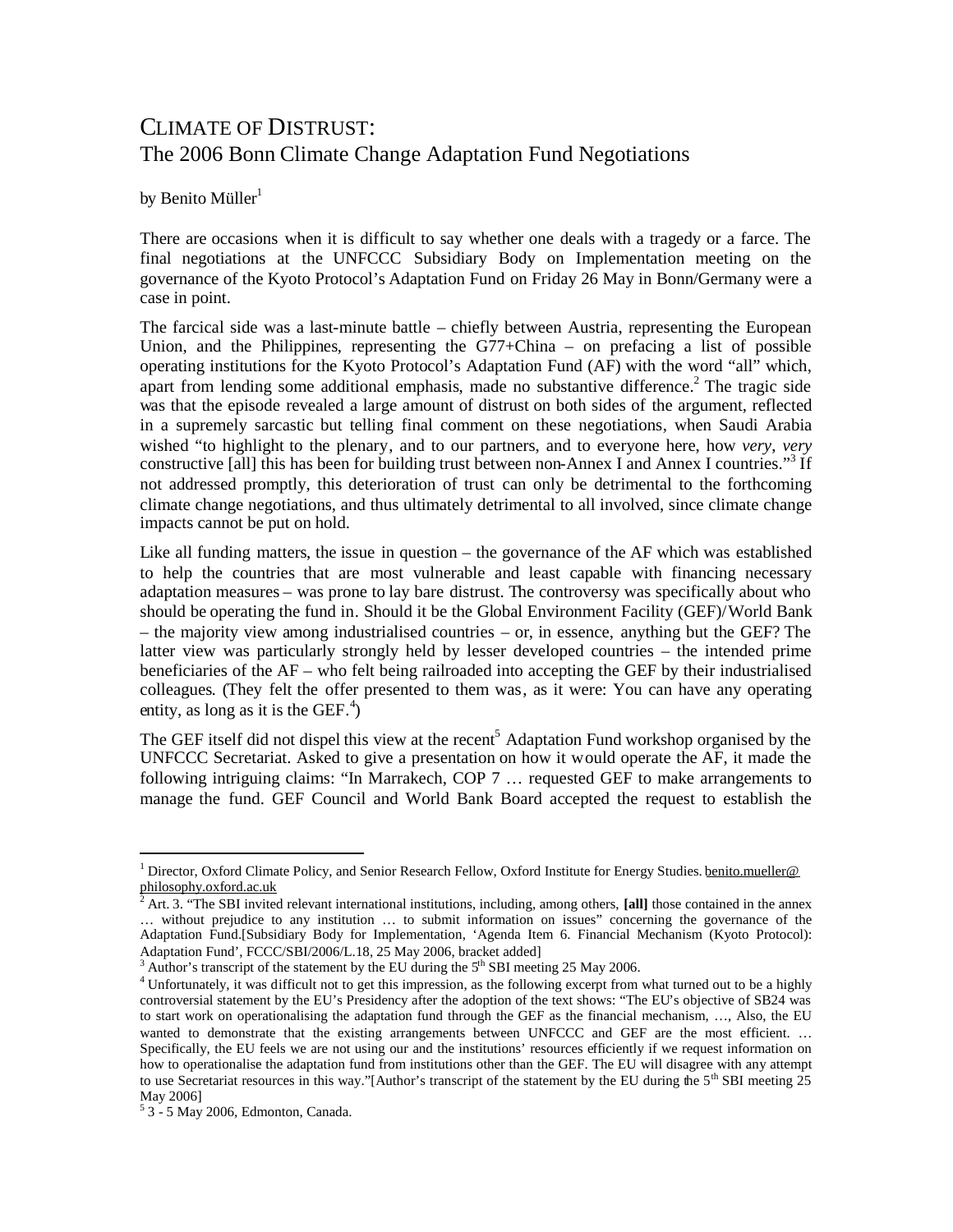# CLIMATE OF DISTRUST:
## The 2006 Bonn Climate Change Adaptation Fund Negotiations

by Benito Müller[1]

There are occasions when it is difficult to say whether one deals with a tragedy or a farce. The final negotiations at the UNFCCC Subsidiary Body on Implementation meeting on the governance of the Kyoto Protocol's Adaptation Fund on Friday 26 May in Bonn/Germany were a case in point.

The farcical side was a last-minute battle – chiefly between Austria, representing the European Union, and the Philippines, representing the G77+China – on prefacing a list of possible operating institutions for the Kyoto Protocol's Adaptation Fund (AF) with the word "all" which, apart from lending some additional emphasis, made no substantive difference.[2] The tragic side was that the episode revealed a large amount of distrust on both sides of the argument, reflected in a supremely sarcastic but telling final comment on these negotiations, when Saudi Arabia wished "to highlight to the plenary, and to our partners, and to everyone here, how *very*, *very* constructive [all] this has been for building trust between non-Annex I and Annex I countries."[3] If not addressed promptly, this deterioration of trust can only be detrimental to the forthcoming climate change negotiations, and thus ultimately detrimental to all involved, since climate change impacts cannot be put on hold.

Like all funding matters, the issue in question – the governance of the AF which was established to help the countries that are most vulnerable and least capable with financing necessary adaptation measures – was prone to lay bare distrust. The controversy was specifically about who should be operating the fund in. Should it be the Global Environment Facility (GEF)/World Bank – the majority view among industrialised countries – or, in essence, anything but the GEF? The latter view was particularly strongly held by lesser developed countries – the intended prime beneficiaries of the AF – who felt beiing railroaded into accepting the GEF by their industrialised colleagues. (They felt the offer presented to them was, as it were: You can have any operating entity, as long as it is the GEF.[4])

The GEF itself did not dispel this view at the recent[5] Adaptation Fund workshop organised by the UNFCCC Secretariat. Asked to give a presentation on how it would operate the AF, it made the following intriguing claims: "In Marrakech, COP 7 … requested GEF to make arrangements to manage the fund. GEF Council and World Bank Board accepted the request to establish the

---

[1] Director, Oxford Climate Policy, and Senior Research Fellow, Oxford Institute for Energy Studies. benito.mueller@philosophy.oxford.ac.uk

[2] Art. 3. "The SBI invited relevant international institutions, including, among others, **[all]** those contained in the annex … without prejudice to any institution … to submit information on issues" concerning the governance of the Adaptation Fund.[Subsidiary Body for Implementation, 'Agenda Item 6. Financial Mechanism (Kyoto Protocol): Adaptation Fund', FCCC/SBI/2006/L.18, 25 May 2006, bracket added]

[3] Author's transcript of the statement by the EU during the 5th SBI meeting 25 May 2006.

[4] Unfortunately, it was difficult not to get this impression, as the following excerpt from what turned out to be a highly controversial statement by the EU's Presidency after the adoption of the text shows: "The EU's objective of SB24 was to start work on operationalising the adaptation fund through the GEF as the financial mechanism, …, Also, the EU wanted to demonstrate that the existing arrangements between UNFCCC and GEF are the most efficient. … Specifically, the EU feels we are not using our and the institutions' resources efficiently if we request information on how to operationalise the adaptation fund from institutions other than the GEF. The EU will disagree with any attempt to use Secretariat resources in this way."[Author's transcript of the statement by the EU during the 5th SBI meeting 25 May 2006]

[5] 3 - 5 May 2006, Edmonton, Canada.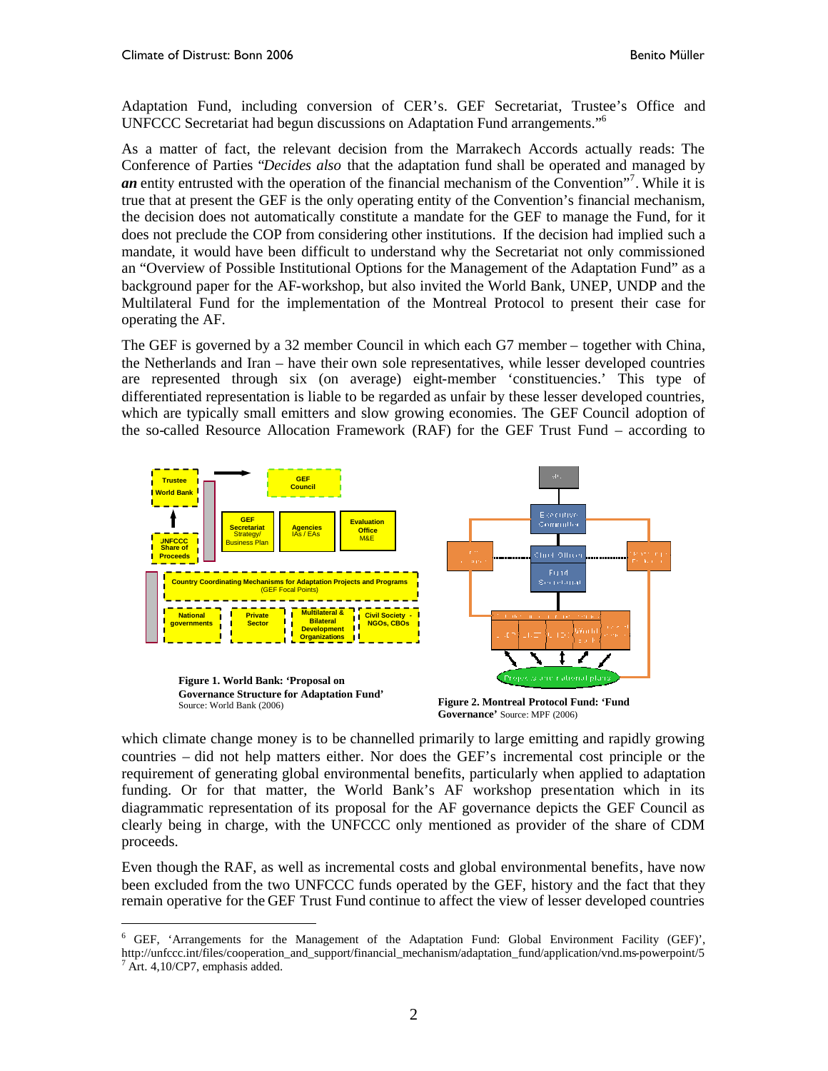Adaptation Fund, including conversion of CER's. GEF Secretariat, Trustee's Office and UNFCCC Secretariat had begun discussions on Adaptation Fund arrangements."[6]

As a matter of fact, the relevant decision from the Marrakech Accords actually reads: The Conference of Parties "*Decides also* that the adaptation fund shall be operated and managed by ***an*** entity entrusted with the operation of the financial mechanism of the Convention"[7]. While it is true that at present the GEF is the only operating entity of the Convention's financial mechanism, the decision does not automatically constitute a mandate for the GEF to manage the Fund, for it does not preclude the COP from considering other institutions. If the decision had implied such a mandate, it would have been difficult to understand why the Secretariat not only commissioned an "Overview of Possible Institutional Options for the Management of the Adaptation Fund" as a background paper for the AF-workshop, but also invited the World Bank, UNEP, UNDP and the Multilateral Fund for the implementation of the Montreal Protocol to present their case for operating the AF.

The GEF is governed by a 32 member Council in which each G7 member – together with China, the Netherlands and Iran – have their own sole representatives, while lesser developed countries are represented through six (on average) eight-member 'constituencies.' This type of differentiated representation is liable to be regarded as unfair by these lesser developed countries, which are typically small emitters and slow growing economies. The GEF Council adoption of the so-called Resource Allocation Framework (RAF) for the GEF Trust Fund – according to

**Figure 1. World Bank: 'Proposal on Governance Structure for Adaptation Fund'** Source: World Bank (2006)

**Figure 2. Montreal Protocol Fund: 'Fund Governance'** Source: MPF (2006)

which climate change money is to be channelled primarily to large emitting and rapidly growing countries – did not help matters either. Nor does the GEF's incremental cost principle or the requirement of generating global environmental benefits, particularly when applied to adaptation funding. Or for that matter, the World Bank's AF workshop presentation which in its diagrammatic representation of its proposal for the AF governance depicts the GEF Council as clearly being in charge, with the UNFCCC only mentioned as provider of the share of CDM proceeds.

Even though the RAF, as well as incremental costs and global environmental benefits, have now been excluded from the two UNFCCC funds operated by the GEF, history and the fact that they remain operative for the GEF Trust Fund continue to affect the view of lesser developed countries

---

[6] GEF, 'Arrangements for the Management of the Adaptation Fund: Global Environment Facility (GEF)', http://unfccc.int/files/cooperation_and_support/financial_mechanism/adaptation_fund/application/vnd.ms-powerpoint/5

[7] Art. 4,10/CP7, emphasis added.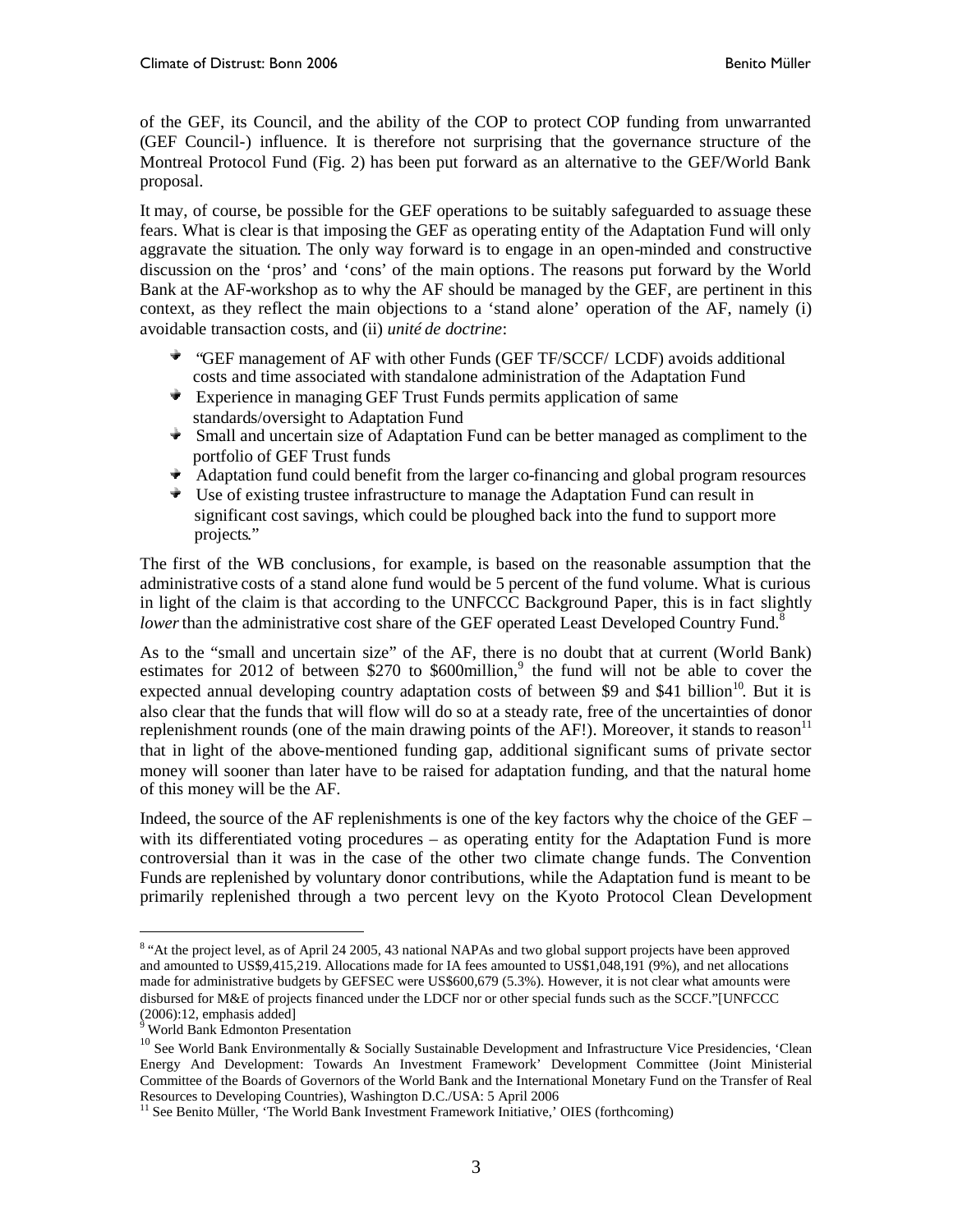of the GEF, its Council, and the ability of the COP to protect COP funding from unwarranted (GEF Council-) influence. It is therefore not surprising that the governance structure of the Montreal Protocol Fund (Fig. 2) has been put forward as an alternative to the GEF/World Bank proposal.

It may, of course, be possible for the GEF operations to be suitably safeguarded to assuage these fears. What is clear is that imposing the GEF as operating entity of the Adaptation Fund will only aggravate the situation. The only way forward is to engage in an open-minded and constructive discussion on the 'pros' and 'cons' of the main options. The reasons put forward by the World Bank at the AF-workshop as to why the AF should be managed by the GEF, are pertinent in this context, as they reflect the main objections to a 'stand alone' operation of the AF, namely (i) avoidable transaction costs, and (ii) *unité de doctrine*:

- "GEF management of AF with other Funds (GEF TF/SCCF/ LCDF) avoids additional costs and time associated with standalone administration of the Adaptation Fund
- Experience in managing GEF Trust Funds permits application of same standards/oversight to Adaptation Fund
- Small and uncertain size of Adaptation Fund can be better managed as compliment to the portfolio of GEF Trust funds
- Adaptation fund could benefit from the larger co-financing and global program resources
- Use of existing trustee infrastructure to manage the Adaptation Fund can result in significant cost savings, which could be ploughed back into the fund to support more projects."

The first of the WB conclusions, for example, is based on the reasonable assumption that the administrative costs of a stand alone fund would be 5 percent of the fund volume. What is curious in light of the claim is that according to the UNFCCC Background Paper, this is in fact slightly *lower* than the administrative cost share of the GEF operated Least Developed Country Fund.[8]

As to the "small and uncertain size" of the AF, there is no doubt that at current (World Bank) estimates for 2012 of between \$270 to \$600million,[9] the fund will not be able to cover the expected annual developing country adaptation costs of between \$9 and \$41 billion[10]. But it is also clear that the funds that will flow will do so at a steady rate, free of the uncertainties of donor replenishment rounds (one of the main drawing points of the AF!). Moreover, it stands to reason[11] that in light of the above-mentioned funding gap, additional significant sums of private sector money will sooner than later have to be raised for adaptation funding, and that the natural home of this money will be the AF.

Indeed, the source of the AF replenishments is one of the key factors why the choice of the GEF – with its differentiated voting procedures – as operating entity for the Adaptation Fund is more controversial than it was in the case of the other two climate change funds. The Convention Funds are replenished by voluntary donor contributions, while the Adaptation fund is meant to be primarily replenished through a two percent levy on the Kyoto Protocol Clean Development

---

[8] "At the project level, as of April 24 2005, 43 national NAPAs and two global support projects have been approved and amounted to US\$9,415,219. Allocations made for IA fees amounted to US\$1,048,191 (9%), and net allocations made for administrative budgets by GEFSEC were US\$600,679 (5.3%). However, it is not clear what amounts were disbursed for M&E of projects financed under the LDCF nor or other special funds such as the SCCF."[UNFCCC (2006):12, emphasis added]

[9] World Bank Edmonton Presentation

[10] See World Bank Environmentally & Socially Sustainable Development and Infrastructure Vice Presidencies, 'Clean Energy And Development: Towards An Investment Framework' Development Committee (Joint Ministerial Committee of the Boards of Governors of the World Bank and the International Monetary Fund on the Transfer of Real Resources to Developing Countries), Washington D.C./USA: 5 April 2006

[11] See Benito Müller, 'The World Bank Investment Framework Initiative,' OIES (forthcoming)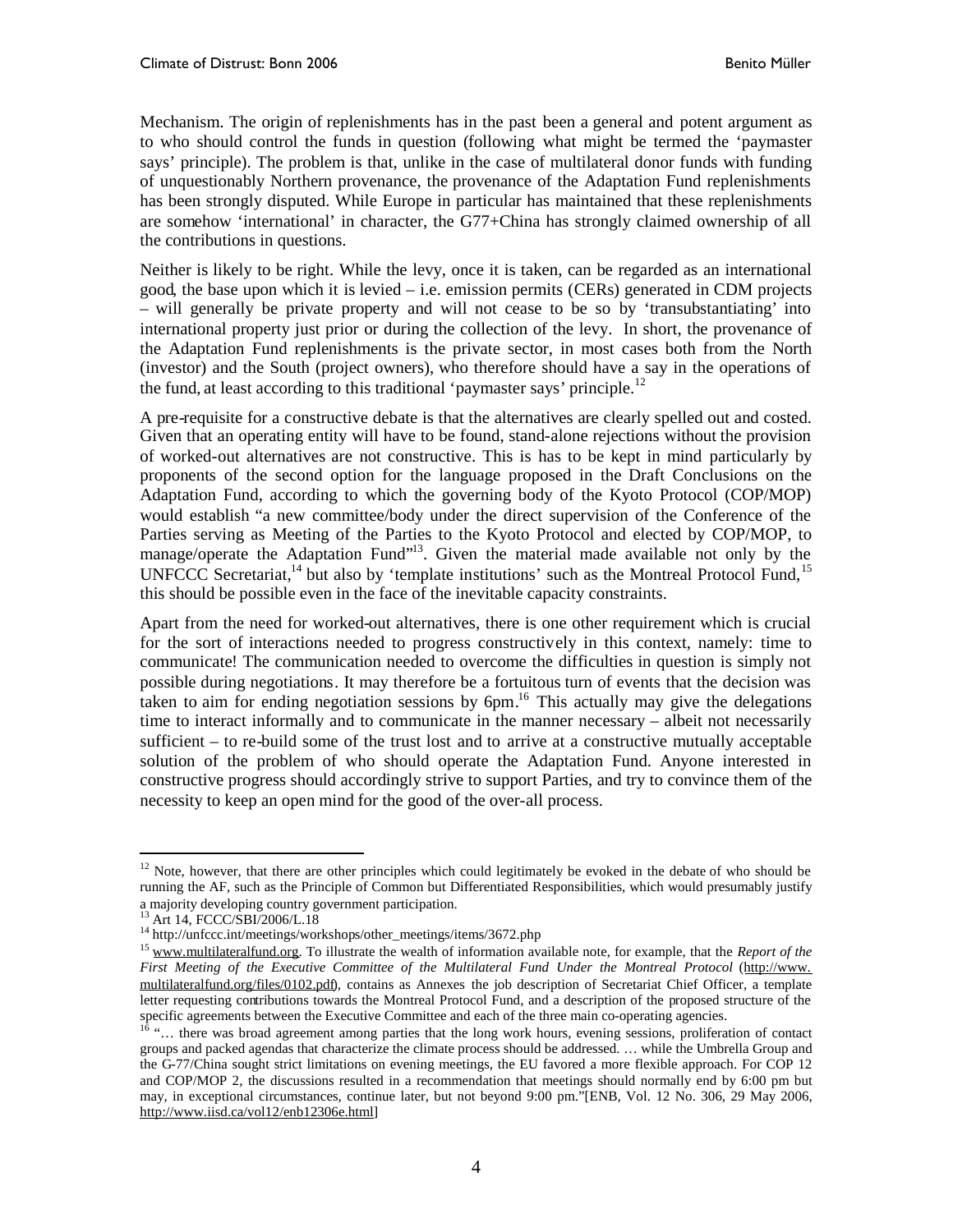Mechanism. The origin of replenishments has in the past been a general and potent argument as to who should control the funds in question (following what might be termed the 'paymaster says' principle). The problem is that, unlike in the case of multilateral donor funds with funding of unquestionably Northern provenance, the provenance of the Adaptation Fund replenishments has been strongly disputed. While Europe in particular has maintained that these replenishments are somehow 'international' in character, the G77+China has strongly claimed ownership of all the contributions in questions.

Neither is likely to be right. While the levy, once it is taken, can be regarded as an international good, the base upon which it is levied – i.e. emission permits (CERs) generated in CDM projects – will generally be private property and will not cease to be so by 'transubstantiating' into international property just prior or during the collection of the levy. In short, the provenance of the Adaptation Fund replenishments is the private sector, in most cases both from the North (investor) and the South (project owners), who therefore should have a say in the operations of the fund, at least according to this traditional 'paymaster says' principle.[12]

A pre-requisite for a constructive debate is that the alternatives are clearly spelled out and costed. Given that an operating entity will have to be found, stand-alone rejections without the provision of worked-out alternatives are not constructive. This is has to be kept in mind particularly by proponents of the second option for the language proposed in the Draft Conclusions on the Adaptation Fund, according to which the governing body of the Kyoto Protocol (COP/MOP) would establish "a new committee/body under the direct supervision of the Conference of the Parties serving as Meeting of the Parties to the Kyoto Protocol and elected by COP/MOP, to manage/operate the Adaptation Fund"[13]. Given the material made available not only by the UNFCCC Secretariat,[14] but also by 'template institutions' such as the Montreal Protocol Fund,[15] this should be possible even in the face of the inevitable capacity constraints.

Apart from the need for worked-out alternatives, there is one other requirement which is crucial for the sort of interactions needed to progress constructively in this context, namely: time to communicate! The communication needed to overcome the difficulties in question is simply not possible during negotiations. It may therefore be a fortuitous turn of events that the decision was taken to aim for ending negotiation sessions by 6pm.[16] This actually may give the delegations time to interact informally and to communicate in the manner necessary – albeit not necessarily sufficient – to re-build some of the trust lost and to arrive at a constructive mutually acceptable solution of the problem of who should operate the Adaptation Fund. Anyone interested in constructive progress should accordingly strive to support Parties, and try to convince them of the necessity to keep an open mind for the good of the over-all process.

---

[12] Note, however, that there are other principles which could legitimately be evoked in the debate of who should be running the AF, such as the Principle of Common but Differentiated Responsibilities, which would presumably justify a majority developing country government participation.

[13] Art 14, FCCC/SBI/2006/L.18

[14] http://unfccc.int/meetings/workshops/other_meetings/items/3672.php

[15] www.multilateralfund.org. To illustrate the wealth of information available note, for example, that the *Report of the First Meeting of the Executive Committee of the Multilateral Fund Under the Montreal Protocol* (http://www.multilateralfund.org/files/0102.pdf), contains as Annexes the job description of Secretariat Chief Officer, a template letter requesting contributions towards the Montreal Protocol Fund, and a description of the proposed structure of the specific agreements between the Executive Committee and each of the three main co-operating agencies.

[16] "… there was broad agreement among parties that the long work hours, evening sessions, proliferation of contact groups and packed agendas that characterize the climate process should be addressed. … while the Umbrella Group and the G-77/China sought strict limitations on evening meetings, the EU favored a more flexible approach. For COP 12 and COP/MOP 2, the discussions resulted in a recommendation that meetings should normally end by 6:00 pm but may, in exceptional circumstances, continue later, but not beyond 9:00 pm."[ENB, Vol. 12 No. 306, 29 May 2006, http://www.iisd.ca/vol12/enb12306e.html]